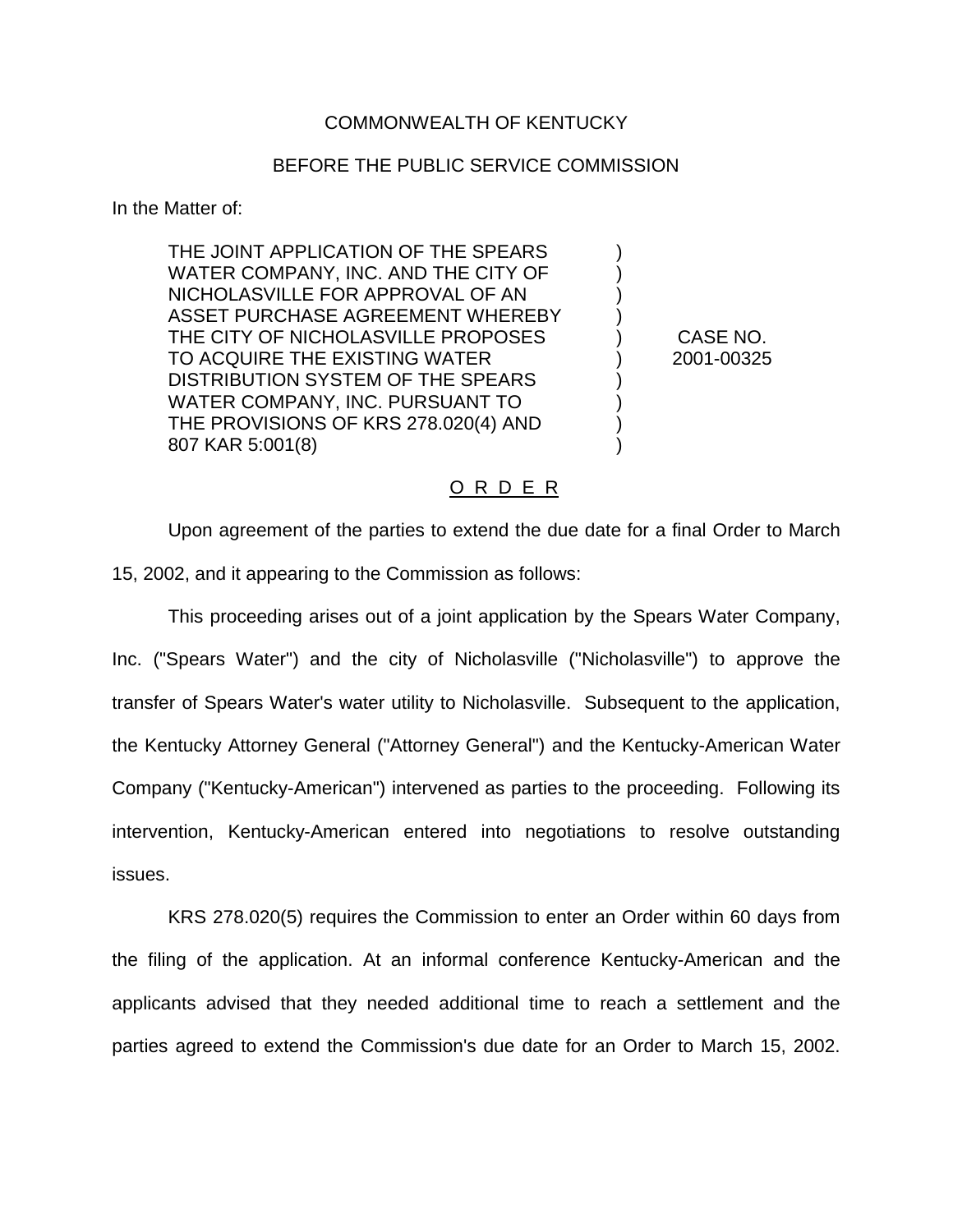COMMONWEALTH OF KENTUCKY

BEFORE THE PUBLIC SERVICE COMMISSION

In the Matter of:

| | |
|---|---|
| THE JOINT APPLICATION OF THE SPEARS WATER COMPANY, INC. AND THE CITY OF NICHOLASVILLE FOR APPROVAL OF AN ASSET PURCHASE AGREEMENT WHEREBY THE CITY OF NICHOLASVILLE PROPOSES TO ACQUIRE THE EXISTING WATER DISTRIBUTION SYSTEM OF THE SPEARS WATER COMPANY, INC. PURSUANT TO THE PROVISIONS OF KRS 278.020(4) AND 807 KAR 5:001(8) | CASE NO. 2001-00325 |

## O R D E R

Upon agreement of the parties to extend the due date for a final Order to March 15, 2002, and it appearing to the Commission as follows:

This proceeding arises out of a joint application by the Spears Water Company, Inc. ("Spears Water") and the city of Nicholasville ("Nicholasville") to approve the transfer of Spears Water's water utility to Nicholasville. Subsequent to the application, the Kentucky Attorney General ("Attorney General") and the Kentucky-American Water Company ("Kentucky-American") intervened as parties to the proceeding. Following its intervention, Kentucky-American entered into negotiations to resolve outstanding issues.

KRS 278.020(5) requires the Commission to enter an Order within 60 days from the filing of the application. At an informal conference Kentucky-American and the applicants advised that they needed additional time to reach a settlement and the parties agreed to extend the Commission's due date for an Order to March 15, 2002.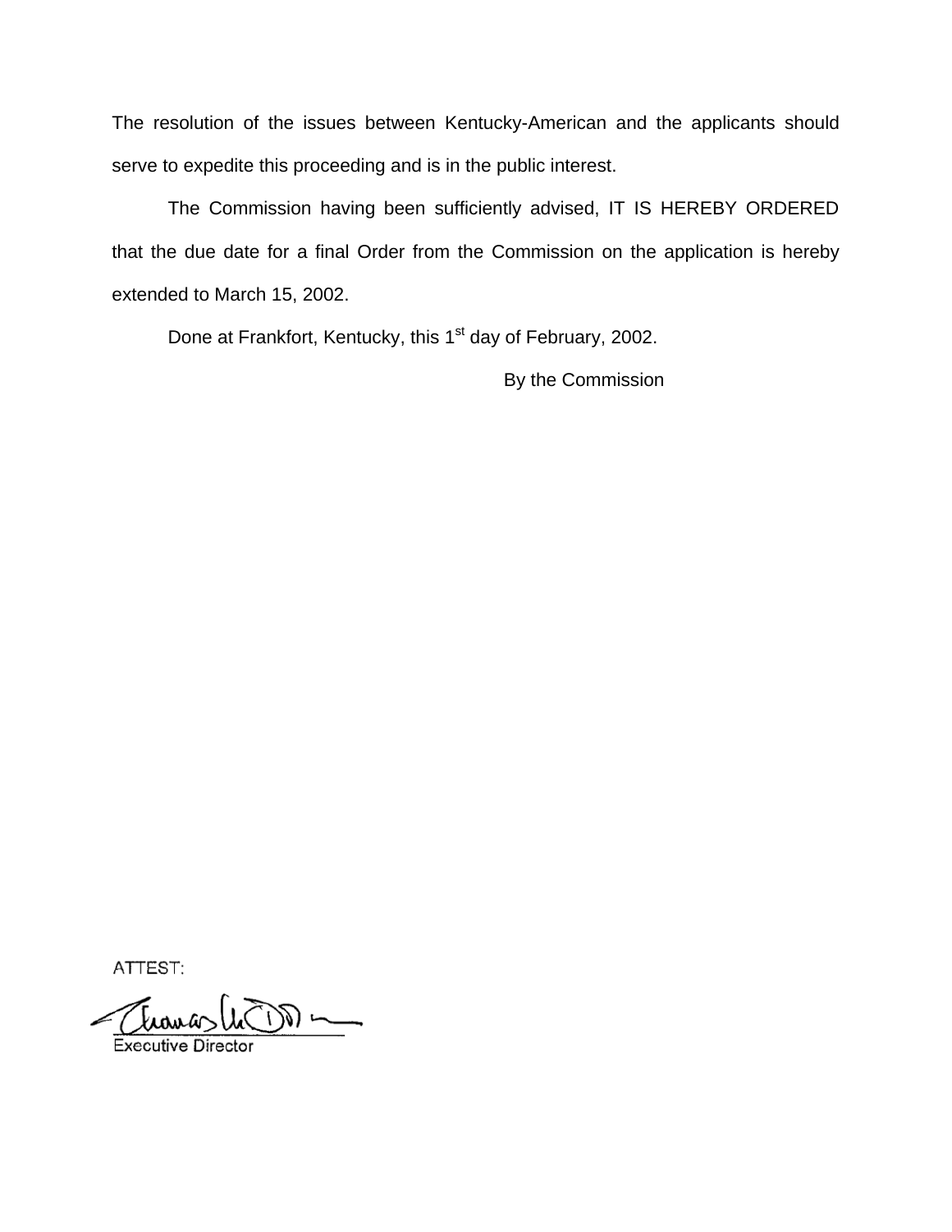The resolution of the issues between Kentucky-American and the applicants should serve to expedite this proceeding and is in the public interest.

The Commission having been sufficiently advised, IT IS HEREBY ORDERED that the due date for a final Order from the Commission on the application is hereby extended to March 15, 2002.

Done at Frankfort, Kentucky, this 1st day of February, 2002.

By the Commission

ATTEST:

Executive Director